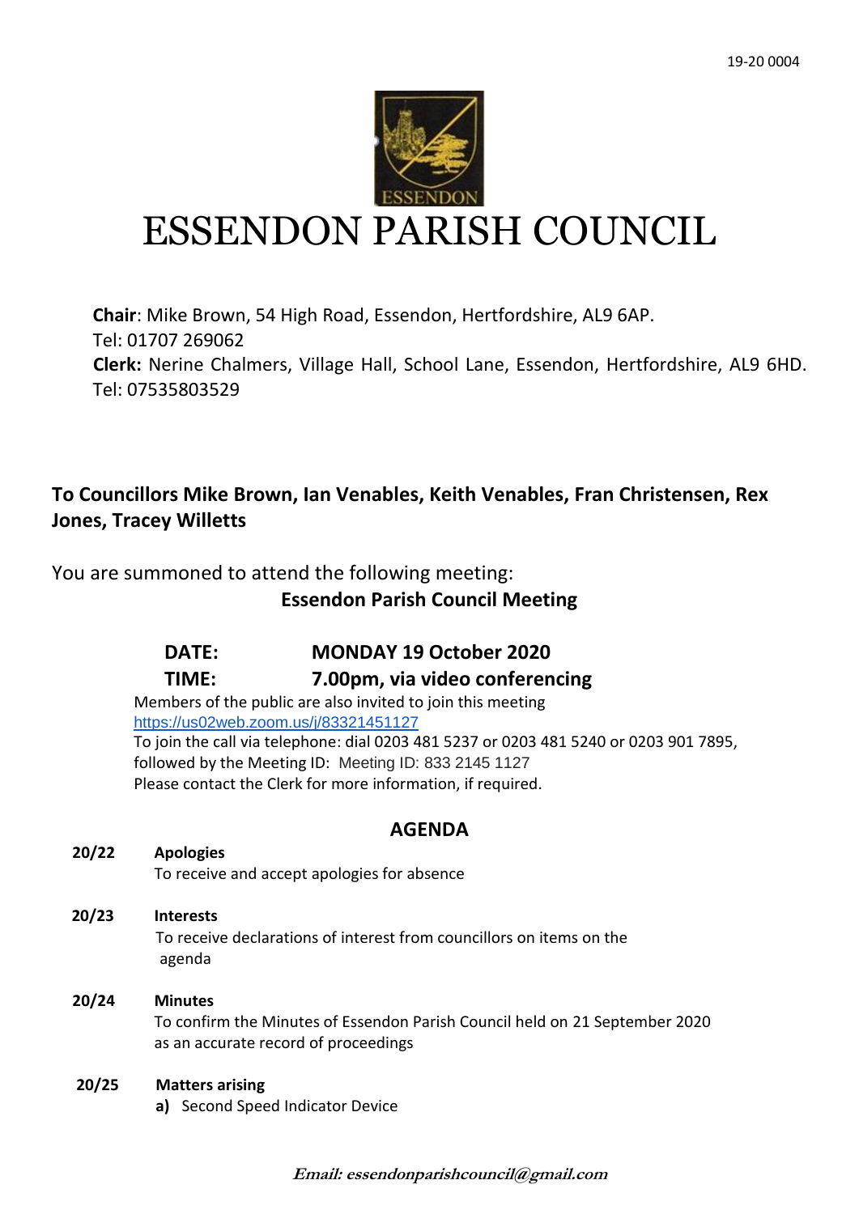19-20 0004

# ESSENDON PARISH COUNCIL

**Chair**: Mike Brown, 54 High Road, Essendon, Hertfordshire, AL9 6AP.
Tel: 01707 269062
**Clerk:** Nerine Chalmers, Village Hall, School Lane, Essendon, Hertfordshire, AL9 6HD.
Tel: 07535803529

**To Councillors Mike Brown, Ian Venables, Keith Venables, Fran Christensen, Rex Jones, Tracey Willetts**

You are summoned to attend the following meeting:

**Essendon Parish Council Meeting**

**DATE:** **MONDAY 19 October 2020**
**TIME:** **7.00pm, via video conferencing**

Members of the public are also invited to join this meeting
https://us02web.zoom.us/j/83321451127
To join the call via telephone: dial 0203 481 5237 or 0203 481 5240 or 0203 901 7895, followed by the Meeting ID: Meeting ID: 833 2145 1127
Please contact the Clerk for more information, if required.

## AGENDA

**20/22 Apologies**
To receive and accept apologies for absence

**20/23 Interests**
To receive declarations of interest from councillors on items on the agenda

**20/24 Minutes**
To confirm the Minutes of Essendon Parish Council held on 21 September 2020 as an accurate record of proceedings

**20/25 Matters arising**
**a)** Second Speed Indicator Device

***Email: essendonparishcouncil@gmail.com***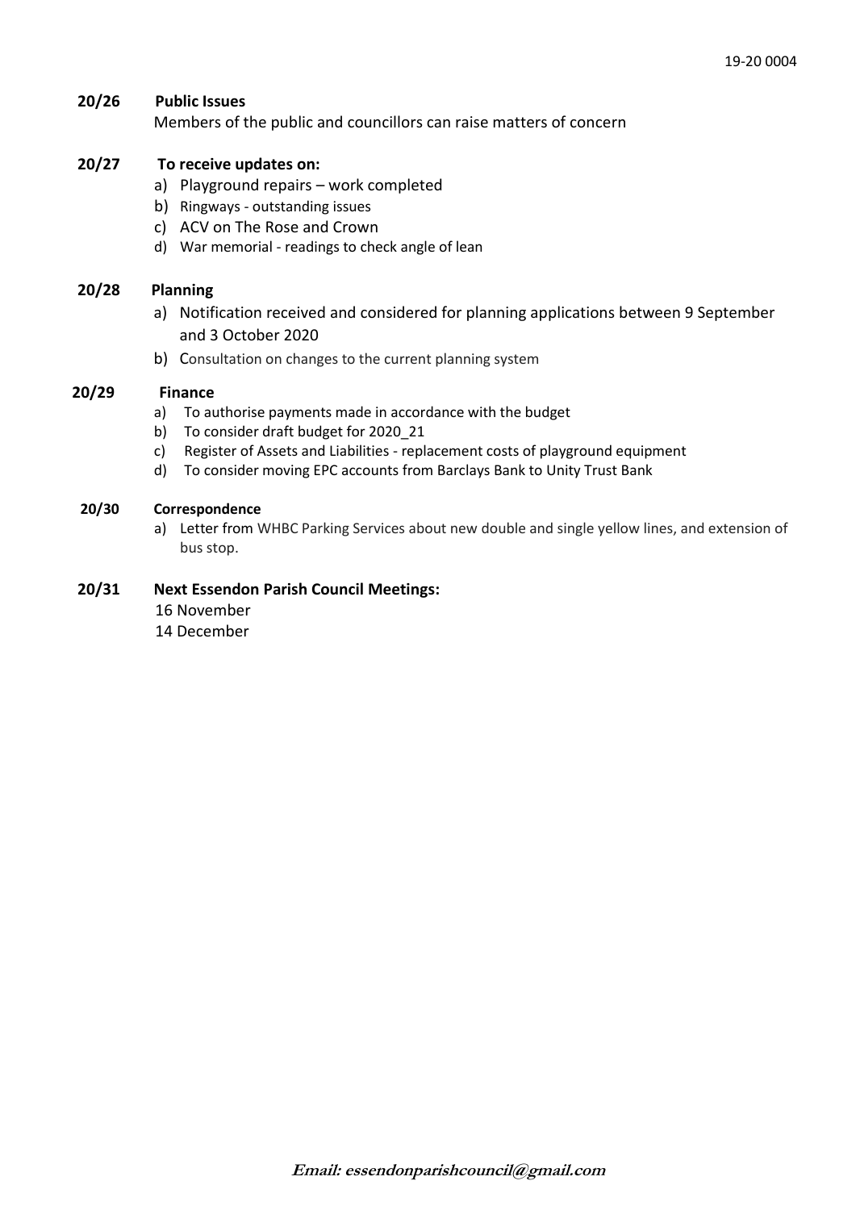**20/26 Public Issues**

Members of the public and councillors can raise matters of concern

**20/27 To receive updates on:**

a) Playground repairs – work completed
b) Ringways - outstanding issues
c) ACV on The Rose and Crown
d) War memorial - readings to check angle of lean

**20/28 Planning**

a) Notification received and considered for planning applications between 9 September and 3 October 2020
b) Consultation on changes to the current planning system

**20/29 Finance**

a) To authorise payments made in accordance with the budget
b) To consider draft budget for 2020_21
c) Register of Assets and Liabilities - replacement costs of playground equipment
d) To consider moving EPC accounts from Barclays Bank to Unity Trust Bank

**20/30 Correspondence**

a) Letter from WHBC Parking Services about new double and single yellow lines, and extension of bus stop.

**20/31 Next Essendon Parish Council Meetings:**

16 November
14 December

***Email: essendonparishcouncil@gmail.com***